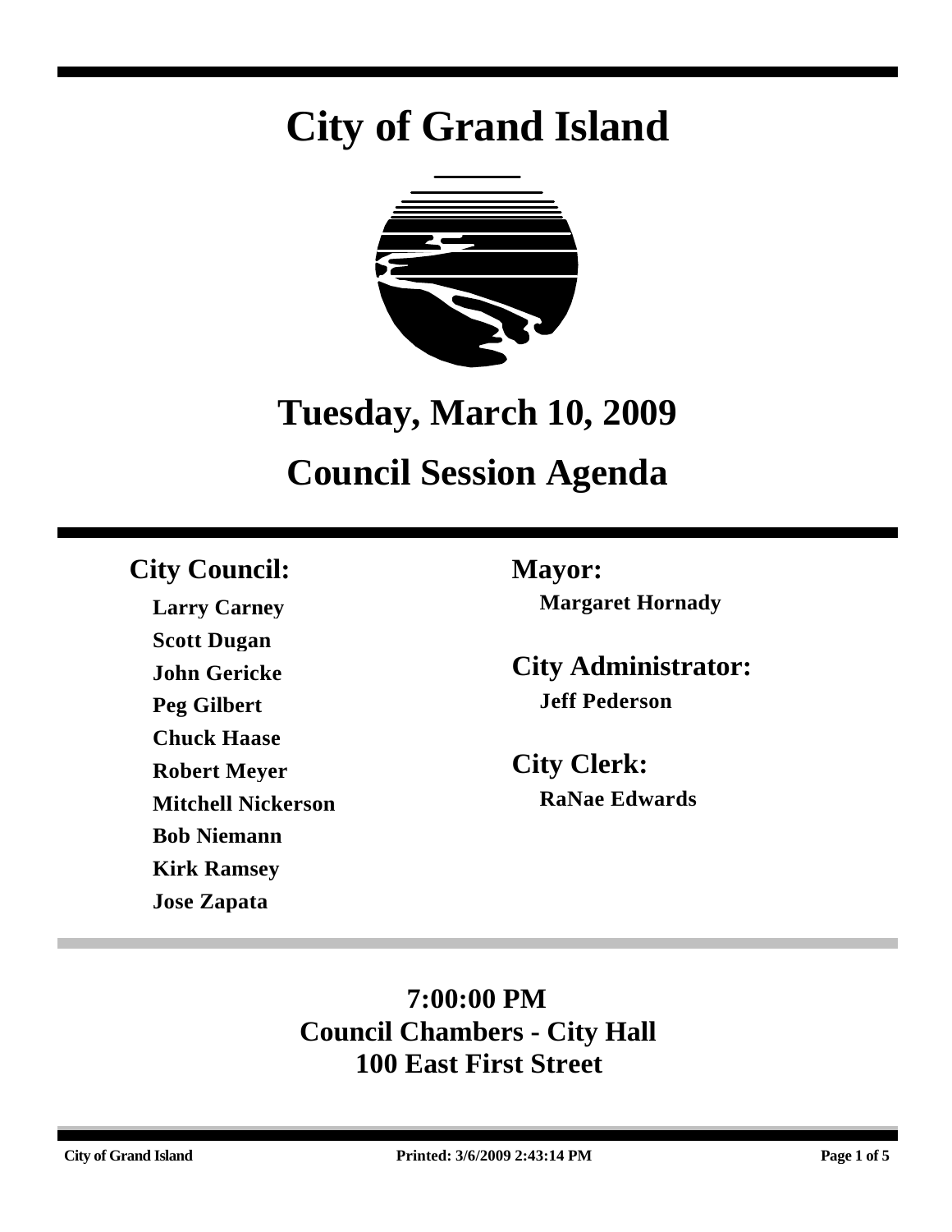# City of Grand Island

## Tuesday, March 10, 2009

## Council Session Agenda

### City Council:

**Larry Carney**
**Scott Dugan**
**John Gericke**
**Peg Gilbert**
**Chuck Haase**
**Robert Meyer**
**Mitchell Nickerson**
**Bob Niemann**
**Kirk Ramsey**
**Jose Zapata**

### Mayor:

**Margaret Hornady**

### City Administrator:

**Jeff Pederson**

### City Clerk:

**RaNae Edwards**

**7:00:00 PM**
**Council Chambers - City Hall**
**100 East First Street**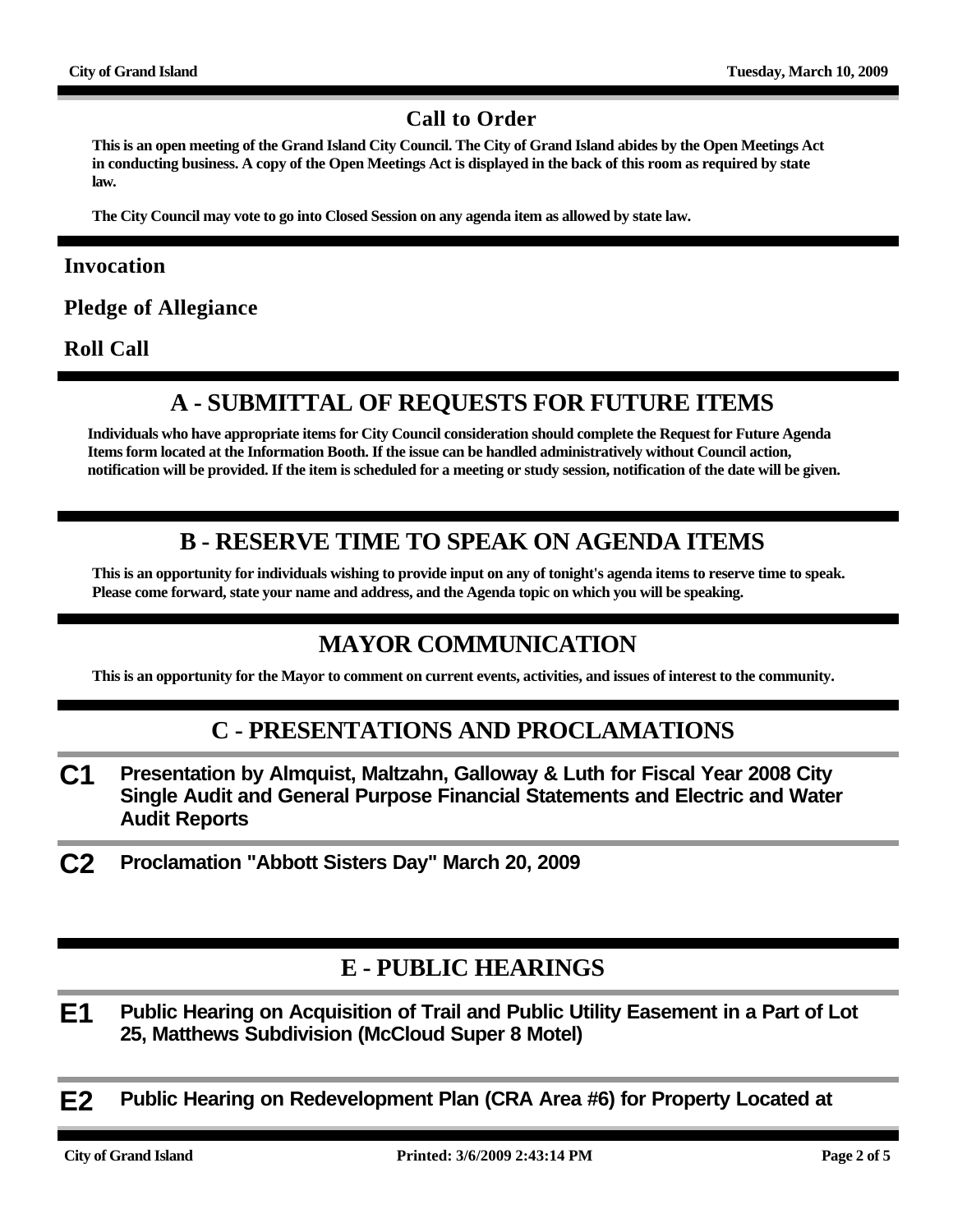## Call to Order

**This is an open meeting of the Grand Island City Council. The City of Grand Island abides by the Open Meetings Act in conducting business. A copy of the Open Meetings Act is displayed in the back of this room as required by state law.**

**The City Council may vote to go into Closed Session on any agenda item as allowed by state law.**

### Invocation

### Pledge of Allegiance

### Roll Call

## A - SUBMITTAL OF REQUESTS FOR FUTURE ITEMS

**Individuals who have appropriate items for City Council consideration should complete the Request for Future Agenda Items form located at the Information Booth. If the issue can be handled administratively without Council action, notification will be provided. If the item is scheduled for a meeting or study session, notification of the date will be given.**

## B - RESERVE TIME TO SPEAK ON AGENDA ITEMS

**This is an opportunity for individuals wishing to provide input on any of tonight's agenda items to reserve time to speak. Please come forward, state your name and address, and the Agenda topic on which you will be speaking.**

## MAYOR COMMUNICATION

**This is an opportunity for the Mayor to comment on current events, activities, and issues of interest to the community.**

## C - PRESENTATIONS AND PROCLAMATIONS

**C1** **Presentation by Almquist, Maltzahn, Galloway & Luth for Fiscal Year 2008 City Single Audit and General Purpose Financial Statements and Electric and Water Audit Reports**

**C2** **Proclamation "Abbott Sisters Day" March 20, 2009**

## E - PUBLIC HEARINGS

**E1** **Public Hearing on Acquisition of Trail and Public Utility Easement in a Part of Lot 25, Matthews Subdivision (McCloud Super 8 Motel)**

**E2** **Public Hearing on Redevelopment Plan (CRA Area #6) for Property Located at**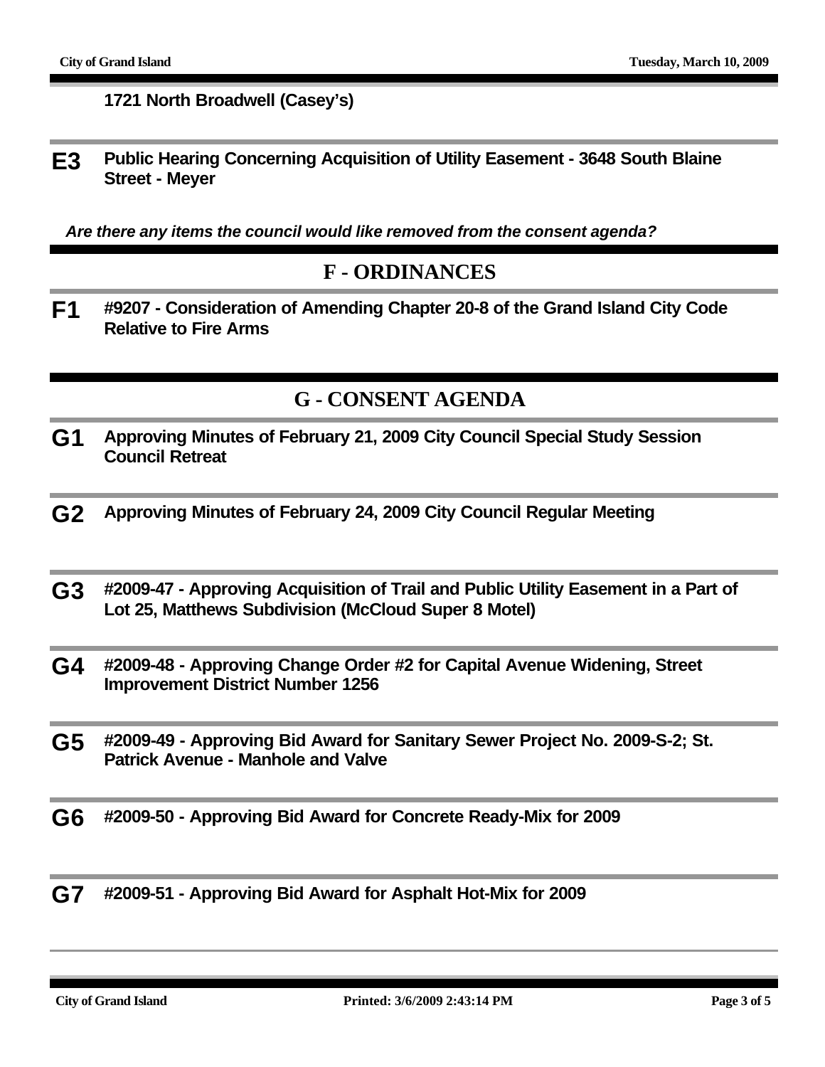**1721 North Broadwell (Casey's)**

**E3** **Public Hearing Concerning Acquisition of Utility Easement - 3648 South Blaine Street - Meyer**

***Are there any items the council would like removed from the consent agenda?***

## F - ORDINANCES

**F1** **#9207 - Consideration of Amending Chapter 20-8 of the Grand Island City Code Relative to Fire Arms**

## G - CONSENT AGENDA

**G1** **Approving Minutes of February 21, 2009 City Council Special Study Session Council Retreat**

**G2** **Approving Minutes of February 24, 2009 City Council Regular Meeting**

**G3** **#2009-47 - Approving Acquisition of Trail and Public Utility Easement in a Part of Lot 25, Matthews Subdivision (McCloud Super 8 Motel)**

**G4** **#2009-48 - Approving Change Order #2 for Capital Avenue Widening, Street Improvement District Number 1256**

**G5** **#2009-49 - Approving Bid Award for Sanitary Sewer Project No. 2009-S-2; St. Patrick Avenue - Manhole and Valve**

**G6** **#2009-50 - Approving Bid Award for Concrete Ready-Mix for 2009**

**G7** **#2009-51 - Approving Bid Award for Asphalt Hot-Mix for 2009**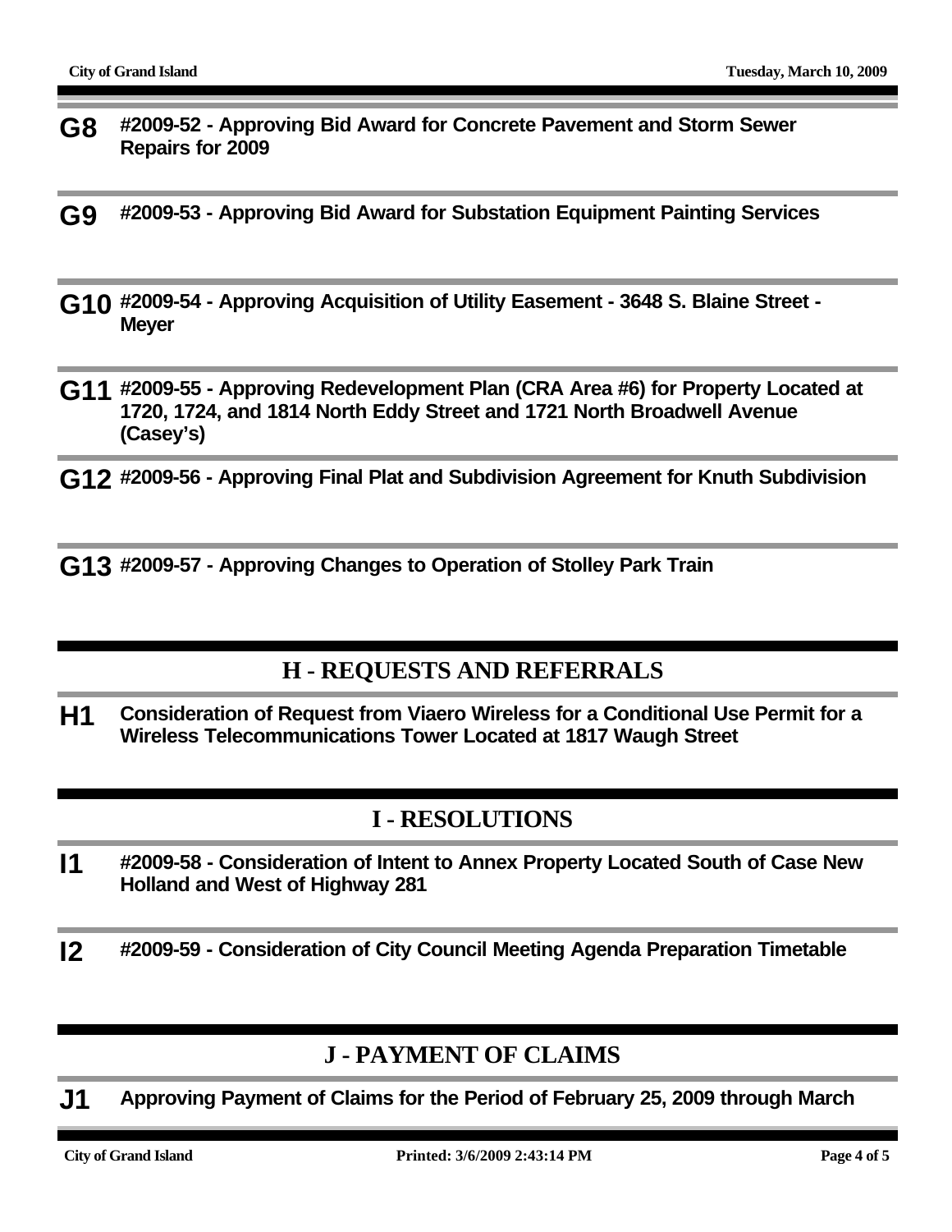**G8** **#2009-52 - Approving Bid Award for Concrete Pavement and Storm Sewer Repairs for 2009**

**G9** **#2009-53 - Approving Bid Award for Substation Equipment Painting Services**

**G10** **#2009-54 - Approving Acquisition of Utility Easement - 3648 S. Blaine Street - Meyer**

**G11** **#2009-55 - Approving Redevelopment Plan (CRA Area #6) for Property Located at 1720, 1724, and 1814 North Eddy Street and 1721 North Broadwell Avenue (Casey's)**

**G12** **#2009-56 - Approving Final Plat and Subdivision Agreement for Knuth Subdivision**

**G13** **#2009-57 - Approving Changes to Operation of Stolley Park Train**

## H - REQUESTS AND REFERRALS

**H1** **Consideration of Request from Viaero Wireless for a Conditional Use Permit for a Wireless Telecommunications Tower Located at 1817 Waugh Street**

## I - RESOLUTIONS

**I1** **#2009-58 - Consideration of Intent to Annex Property Located South of Case New Holland and West of Highway 281**

**I2** **#2009-59 - Consideration of City Council Meeting Agenda Preparation Timetable**

## J - PAYMENT OF CLAIMS

**J1** **Approving Payment of Claims for the Period of February 25, 2009 through March**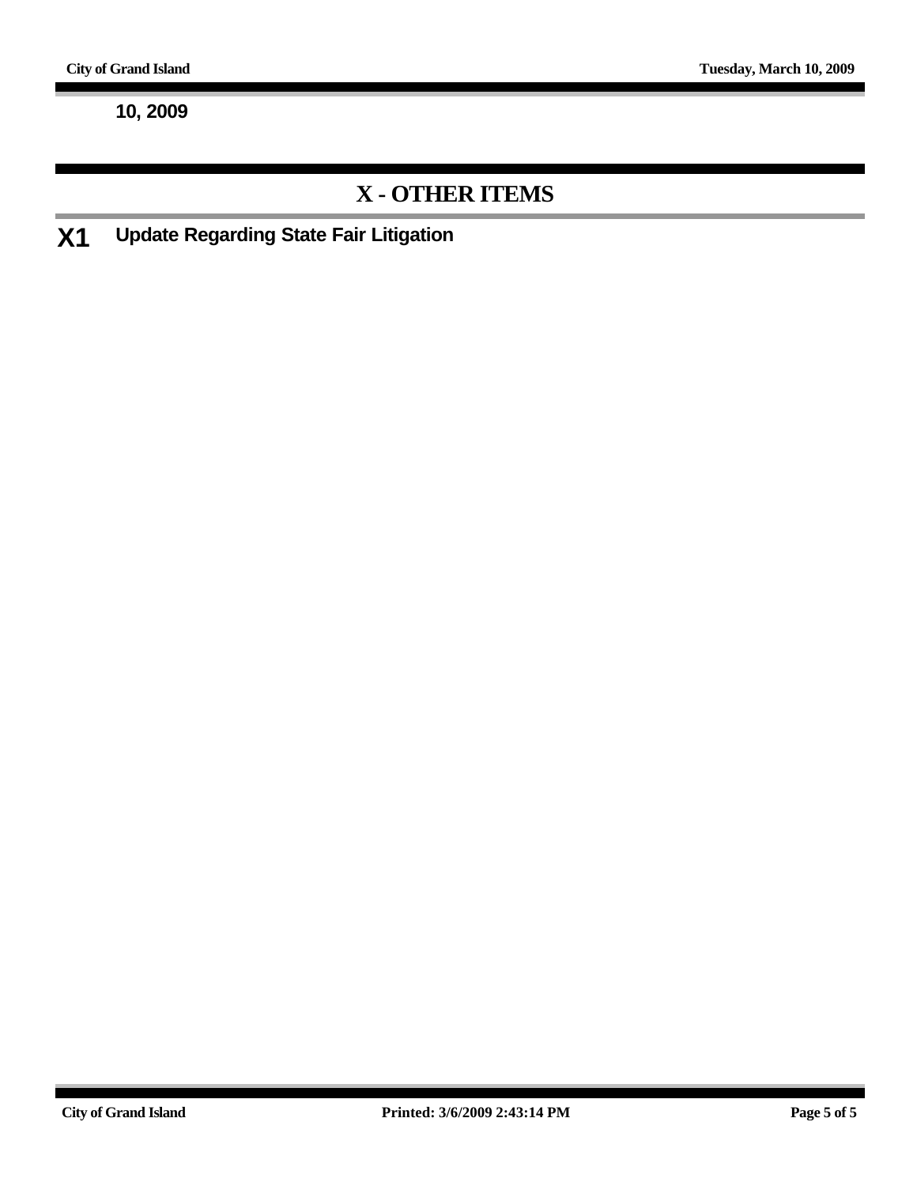**10, 2009**

# X - OTHER ITEMS

## X1 Update Regarding State Fair Litigation